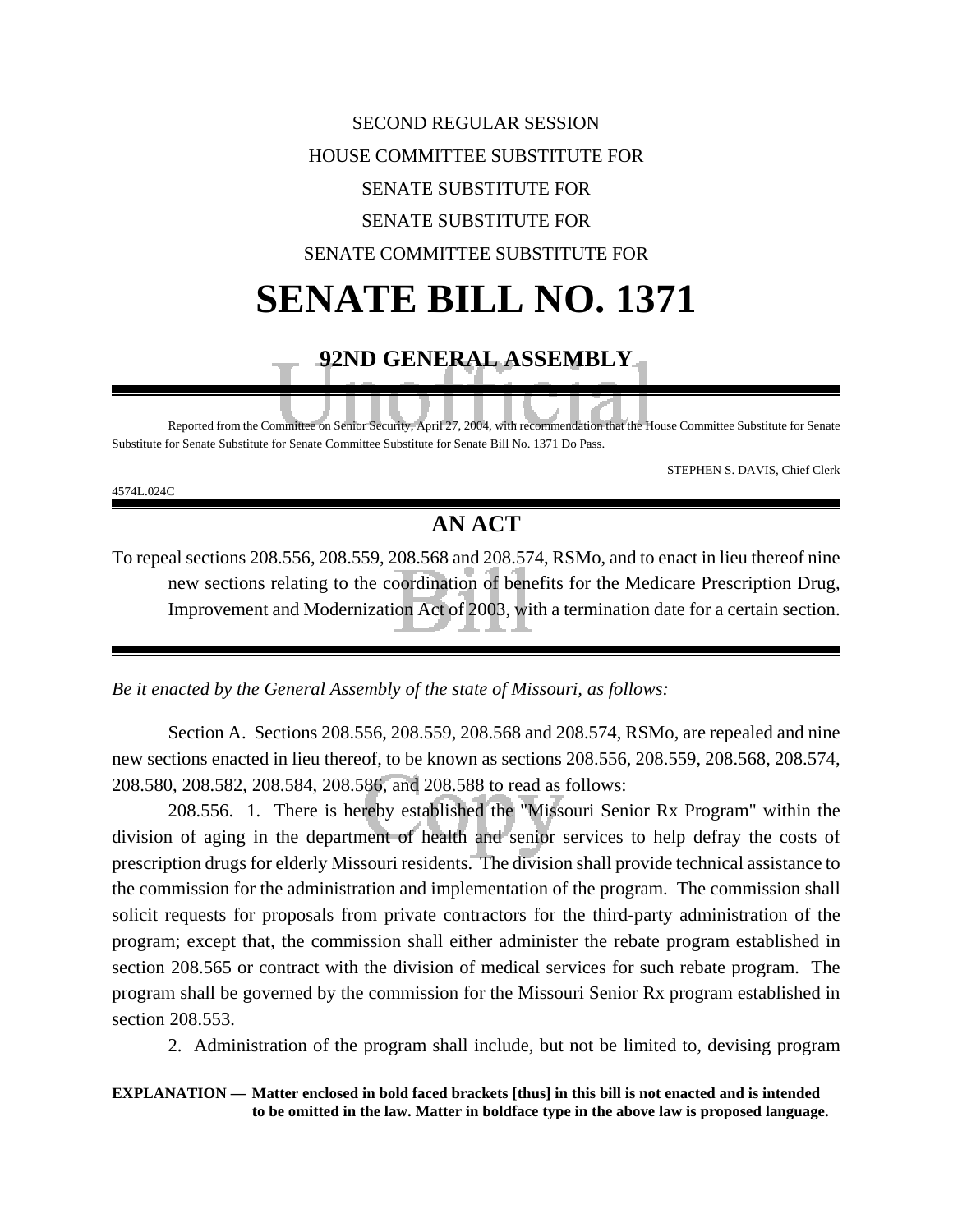SECOND REGULAR SESSION

HOUSE COMMITTEE SUBSTITUTE FOR

SENATE SUBSTITUTE FOR

SENATE SUBSTITUTE FOR

SENATE COMMITTEE SUBSTITUTE FOR

# SENATE BILL NO. 1371

## 92ND GENERAL ASSEMBLY

Reported from the Committee on Senior Security, April 27, 2004, with recommendation that the House Committee Substitute for Senate Substitute for Senate Substitute for Senate Committee Substitute for Senate Bill No. 1371 Do Pass.

STEPHEN S. DAVIS, Chief Clerk

4574L.024C

## AN ACT

To repeal sections 208.556, 208.559, 208.568 and 208.574, RSMo, and to enact in lieu thereof nine new sections relating to the coordination of benefits for the Medicare Prescription Drug, Improvement and Modernization Act of 2003, with a termination date for a certain section.

*Be it enacted by the General Assembly of the state of Missouri, as follows:*

Section A. Sections 208.556, 208.559, 208.568 and 208.574, RSMo, are repealed and nine new sections enacted in lieu thereof, to be known as sections 208.556, 208.559, 208.568, 208.574, 208.580, 208.582, 208.584, 208.586, and 208.588 to read as follows:

208.556. 1. There is hereby established the "Missouri Senior Rx Program" within the division of aging in the department of health and senior services to help defray the costs of prescription drugs for elderly Missouri residents. The division shall provide technical assistance to the commission for the administration and implementation of the program. The commission shall solicit requests for proposals from private contractors for the third-party administration of the program; except that, the commission shall either administer the rebate program established in section 208.565 or contract with the division of medical services for such rebate program. The program shall be governed by the commission for the Missouri Senior Rx program established in section 208.553.

2. Administration of the program shall include, but not be limited to, devising program

**EXPLANATION — Matter enclosed in bold faced brackets [thus] in this bill is not enacted and is intended to be omitted in the law. Matter in boldface type in the above law is proposed language.**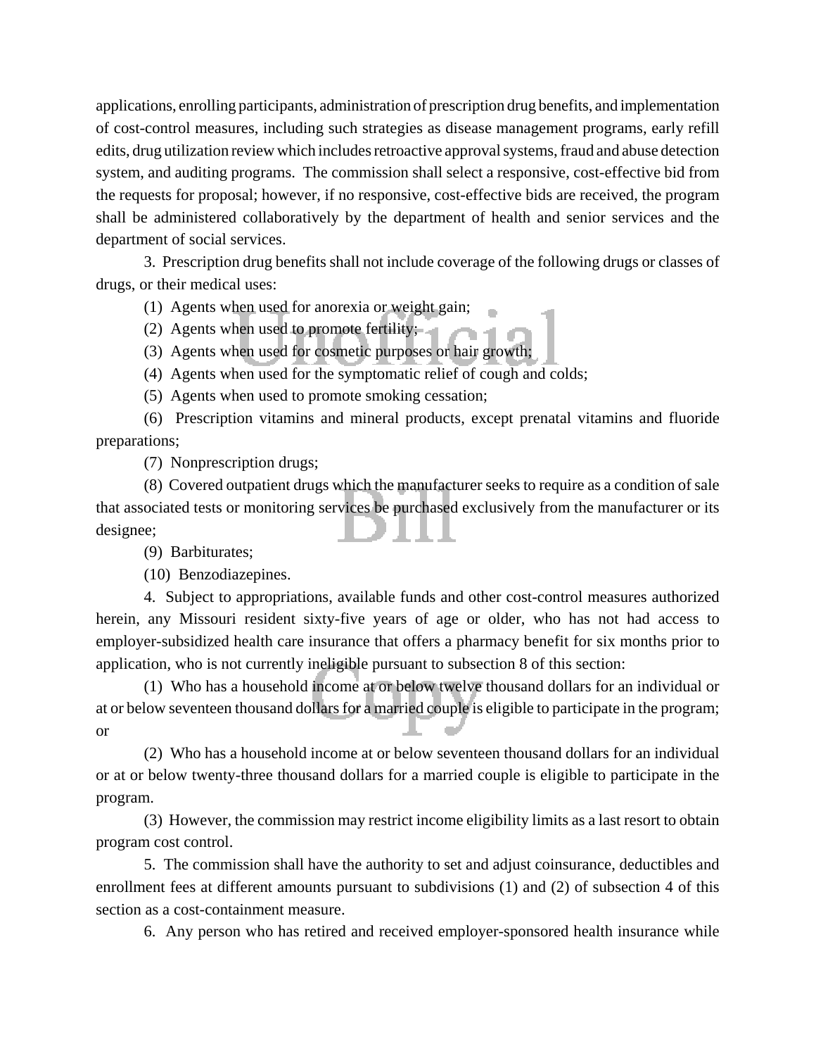applications, enrolling participants, administration of prescription drug benefits, and implementation of cost-control measures, including such strategies as disease management programs, early refill edits, drug utilization review which includes retroactive approval systems, fraud and abuse detection system, and auditing programs. The commission shall select a responsive, cost-effective bid from the requests for proposal; however, if no responsive, cost-effective bids are received, the program shall be administered collaboratively by the department of health and senior services and the department of social services.

3. Prescription drug benefits shall not include coverage of the following drugs or classes of drugs, or their medical uses:

(1) Agents when used for anorexia or weight gain;

(2) Agents when used to promote fertility;

(3) Agents when used for cosmetic purposes or hair growth;

(4) Agents when used for the symptomatic relief of cough and colds;

(5) Agents when used to promote smoking cessation;

(6) Prescription vitamins and mineral products, except prenatal vitamins and fluoride preparations;

(7) Nonprescription drugs;

(8) Covered outpatient drugs which the manufacturer seeks to require as a condition of sale that associated tests or monitoring services be purchased exclusively from the manufacturer or its designee;

(9) Barbiturates;

(10) Benzodiazepines.

4. Subject to appropriations, available funds and other cost-control measures authorized herein, any Missouri resident sixty-five years of age or older, who has not had access to employer-subsidized health care insurance that offers a pharmacy benefit for six months prior to application, who is not currently ineligible pursuant to subsection 8 of this section:

(1) Who has a household income at or below twelve thousand dollars for an individual or at or below seventeen thousand dollars for a married couple is eligible to participate in the program; or

(2) Who has a household income at or below seventeen thousand dollars for an individual or at or below twenty-three thousand dollars for a married couple is eligible to participate in the program.

(3) However, the commission may restrict income eligibility limits as a last resort to obtain program cost control.

5. The commission shall have the authority to set and adjust coinsurance, deductibles and enrollment fees at different amounts pursuant to subdivisions (1) and (2) of subsection 4 of this section as a cost-containment measure.

6. Any person who has retired and received employer-sponsored health insurance while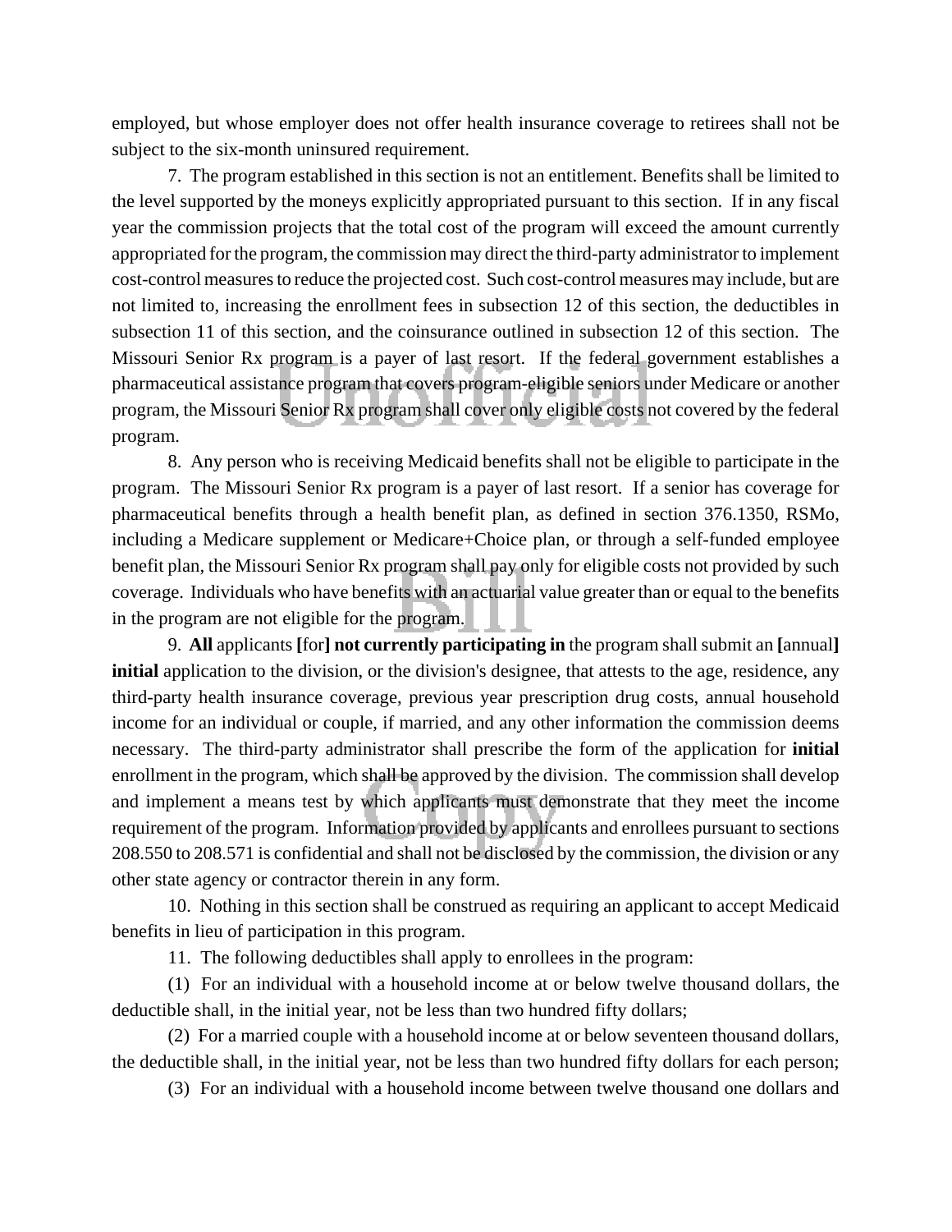employed, but whose employer does not offer health insurance coverage to retirees shall not be subject to the six-month uninsured requirement.

7. The program established in this section is not an entitlement. Benefits shall be limited to the level supported by the moneys explicitly appropriated pursuant to this section. If in any fiscal year the commission projects that the total cost of the program will exceed the amount currently appropriated for the program, the commission may direct the third-party administrator to implement cost-control measures to reduce the projected cost. Such cost-control measures may include, but are not limited to, increasing the enrollment fees in subsection 12 of this section, the deductibles in subsection 11 of this section, and the coinsurance outlined in subsection 12 of this section. The Missouri Senior Rx program is a payer of last resort. If the federal government establishes a pharmaceutical assistance program that covers program-eligible seniors under Medicare or another program, the Missouri Senior Rx program shall cover only eligible costs not covered by the federal program.

8. Any person who is receiving Medicaid benefits shall not be eligible to participate in the program. The Missouri Senior Rx program is a payer of last resort. If a senior has coverage for pharmaceutical benefits through a health benefit plan, as defined in section 376.1350, RSMo, including a Medicare supplement or Medicare+Choice plan, or through a self-funded employee benefit plan, the Missouri Senior Rx program shall pay only for eligible costs not provided by such coverage. Individuals who have benefits with an actuarial value greater than or equal to the benefits in the program are not eligible for the program.

9. **All** applicants **[**for**] not currently participating in** the program shall submit an **[**annual**] initial** application to the division, or the division's designee, that attests to the age, residence, any third-party health insurance coverage, previous year prescription drug costs, annual household income for an individual or couple, if married, and any other information the commission deems necessary. The third-party administrator shall prescribe the form of the application for **initial** enrollment in the program, which shall be approved by the division. The commission shall develop and implement a means test by which applicants must demonstrate that they meet the income requirement of the program. Information provided by applicants and enrollees pursuant to sections 208.550 to 208.571 is confidential and shall not be disclosed by the commission, the division or any other state agency or contractor therein in any form.

10. Nothing in this section shall be construed as requiring an applicant to accept Medicaid benefits in lieu of participation in this program.

11. The following deductibles shall apply to enrollees in the program:

(1) For an individual with a household income at or below twelve thousand dollars, the deductible shall, in the initial year, not be less than two hundred fifty dollars;

(2) For a married couple with a household income at or below seventeen thousand dollars, the deductible shall, in the initial year, not be less than two hundred fifty dollars for each person;

(3) For an individual with a household income between twelve thousand one dollars and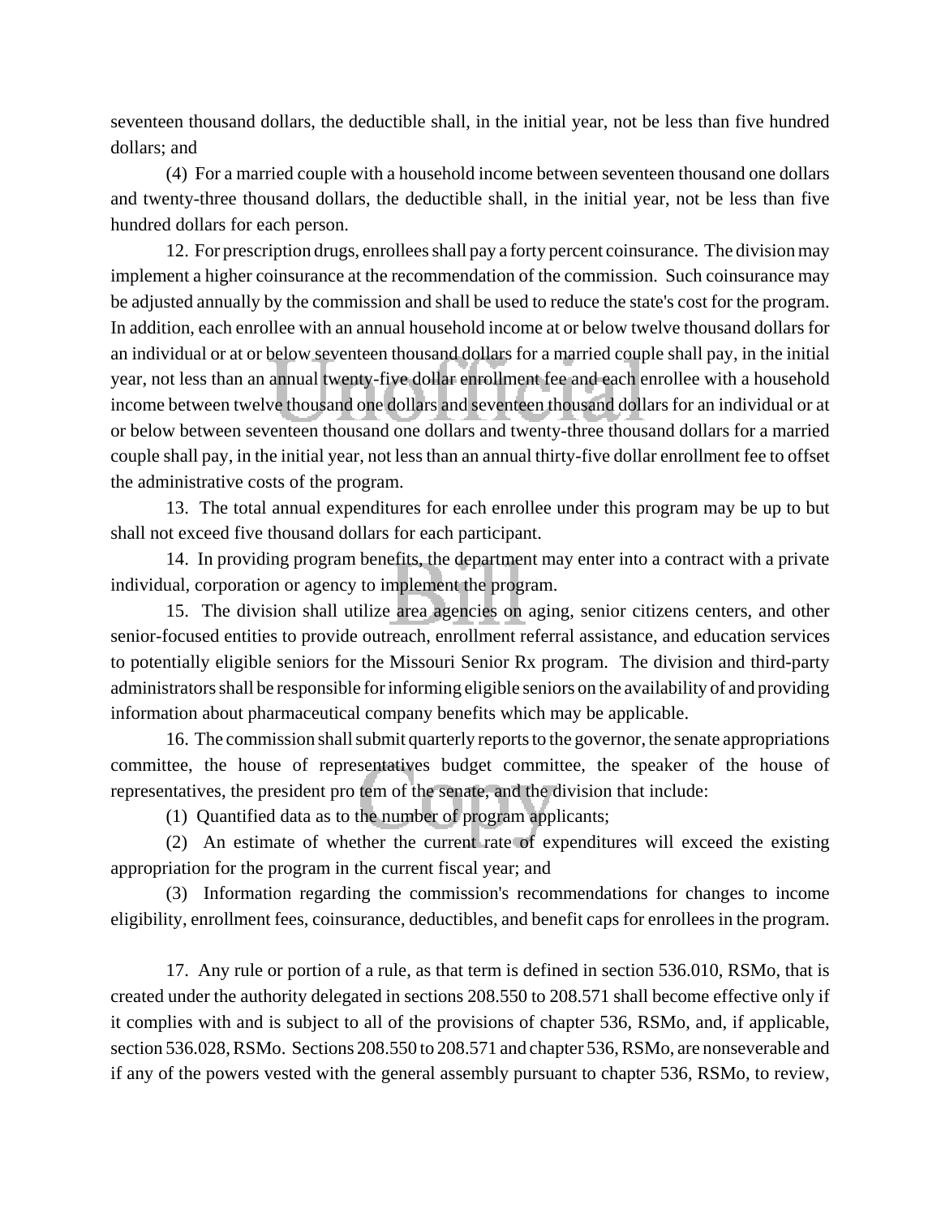seventeen thousand dollars, the deductible shall, in the initial year, not be less than five hundred dollars; and

(4) For a married couple with a household income between seventeen thousand one dollars and twenty-three thousand dollars, the deductible shall, in the initial year, not be less than five hundred dollars for each person.

12. For prescription drugs, enrollees shall pay a forty percent coinsurance. The division may implement a higher coinsurance at the recommendation of the commission. Such coinsurance may be adjusted annually by the commission and shall be used to reduce the state's cost for the program. In addition, each enrollee with an annual household income at or below twelve thousand dollars for an individual or at or below seventeen thousand dollars for a married couple shall pay, in the initial year, not less than an annual twenty-five dollar enrollment fee and each enrollee with a household income between twelve thousand one dollars and seventeen thousand dollars for an individual or at or below between seventeen thousand one dollars and twenty-three thousand dollars for a married couple shall pay, in the initial year, not less than an annual thirty-five dollar enrollment fee to offset the administrative costs of the program.

13. The total annual expenditures for each enrollee under this program may be up to but shall not exceed five thousand dollars for each participant.

14. In providing program benefits, the department may enter into a contract with a private individual, corporation or agency to implement the program.

15. The division shall utilize area agencies on aging, senior citizens centers, and other senior-focused entities to provide outreach, enrollment referral assistance, and education services to potentially eligible seniors for the Missouri Senior Rx program. The division and third-party administrators shall be responsible for informing eligible seniors on the availability of and providing information about pharmaceutical company benefits which may be applicable.

16. The commission shall submit quarterly reports to the governor, the senate appropriations committee, the house of representatives budget committee, the speaker of the house of representatives, the president pro tem of the senate, and the division that include:

(1) Quantified data as to the number of program applicants;

(2) An estimate of whether the current rate of expenditures will exceed the existing appropriation for the program in the current fiscal year; and

(3) Information regarding the commission's recommendations for changes to income eligibility, enrollment fees, coinsurance, deductibles, and benefit caps for enrollees in the program.

17. Any rule or portion of a rule, as that term is defined in section 536.010, RSMo, that is created under the authority delegated in sections 208.550 to 208.571 shall become effective only if it complies with and is subject to all of the provisions of chapter 536, RSMo, and, if applicable, section 536.028, RSMo. Sections 208.550 to 208.571 and chapter 536, RSMo, are nonseverable and if any of the powers vested with the general assembly pursuant to chapter 536, RSMo, to review,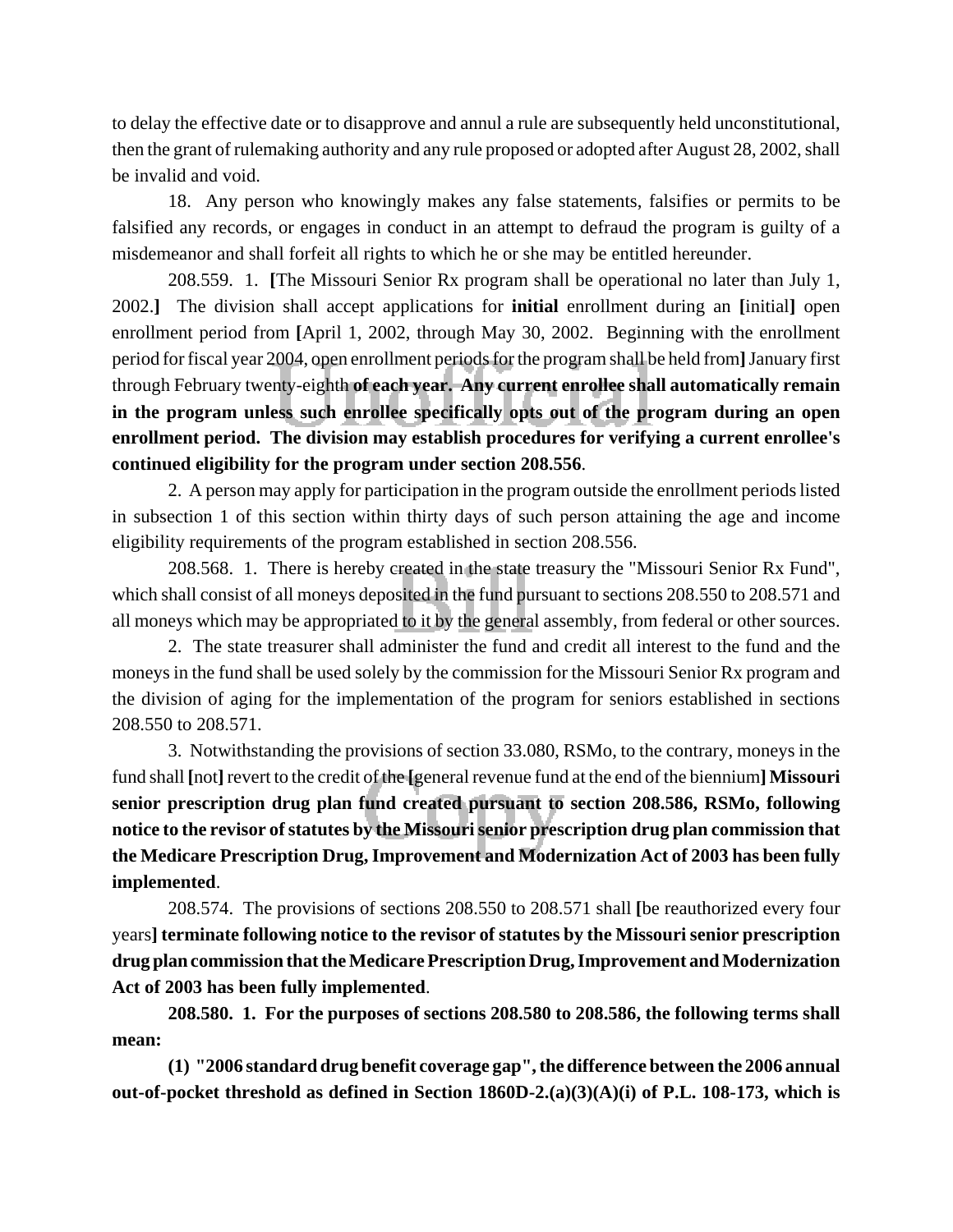to delay the effective date or to disapprove and annul a rule are subsequently held unconstitutional, then the grant of rulemaking authority and any rule proposed or adopted after August 28, 2002, shall be invalid and void.

18. Any person who knowingly makes any false statements, falsifies or permits to be falsified any records, or engages in conduct in an attempt to defraud the program is guilty of a misdemeanor and shall forfeit all rights to which he or she may be entitled hereunder.

208.559. 1. [The Missouri Senior Rx program shall be operational no later than July 1, 2002.] The division shall accept applications for **initial** enrollment during an [initial] open enrollment period from [April 1, 2002, through May 30, 2002. Beginning with the enrollment period for fiscal year 2004, open enrollment periods for the program shall be held from] January first through February twenty-eighth **of each year. Any current enrollee shall automatically remain in the program unless such enrollee specifically opts out of the program during an open enrollment period. The division may establish procedures for verifying a current enrollee's continued eligibility for the program under section 208.556**.

2. A person may apply for participation in the program outside the enrollment periods listed in subsection 1 of this section within thirty days of such person attaining the age and income eligibility requirements of the program established in section 208.556.

208.568. 1. There is hereby created in the state treasury the "Missouri Senior Rx Fund", which shall consist of all moneys deposited in the fund pursuant to sections 208.550 to 208.571 and all moneys which may be appropriated to it by the general assembly, from federal or other sources.

2. The state treasurer shall administer the fund and credit all interest to the fund and the moneys in the fund shall be used solely by the commission for the Missouri Senior Rx program and the division of aging for the implementation of the program for seniors established in sections 208.550 to 208.571.

3. Notwithstanding the provisions of section 33.080, RSMo, to the contrary, moneys in the fund shall [not] revert to the credit of the [general revenue fund at the end of the biennium] **Missouri senior prescription drug plan fund created pursuant to section 208.586, RSMo, following notice to the revisor of statutes by the Missouri senior prescription drug plan commission that the Medicare Prescription Drug, Improvement and Modernization Act of 2003 has been fully implemented**.

208.574. The provisions of sections 208.550 to 208.571 shall [be reauthorized every four years] **terminate following notice to the revisor of statutes by the Missouri senior prescription drug plan commission that the Medicare Prescription Drug, Improvement and Modernization Act of 2003 has been fully implemented**.

**208.580. 1. For the purposes of sections 208.580 to 208.586, the following terms shall mean:**

**(1) "2006 standard drug benefit coverage gap", the difference between the 2006 annual out-of-pocket threshold as defined in Section 1860D-2.(a)(3)(A)(i) of P.L. 108-173, which is**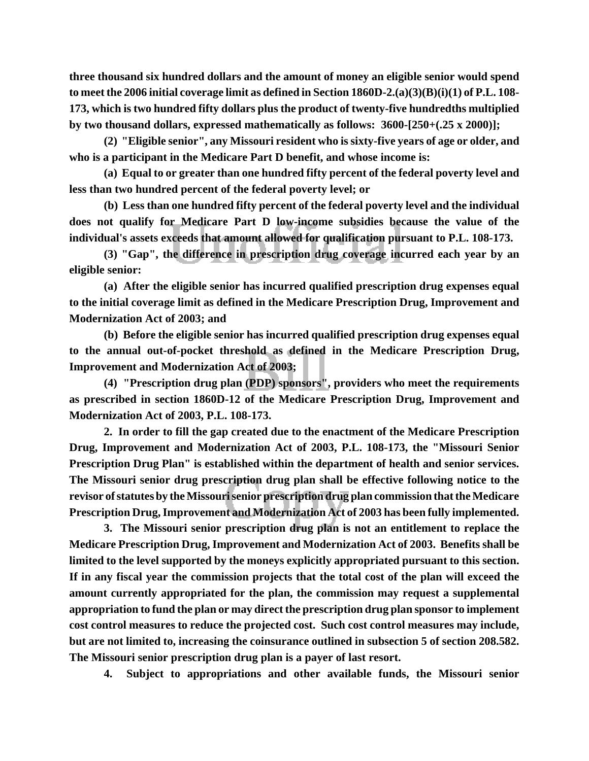**three thousand six hundred dollars and the amount of money an eligible senior would spend to meet the 2006 initial coverage limit as defined in Section 1860D-2.(a)(3)(B)(i)(1) of P.L. 108-173, which is two hundred fifty dollars plus the product of twenty-five hundredths multiplied by two thousand dollars, expressed mathematically as follows: 3600-[250+(.25 x 2000)];**

**(2) "Eligible senior", any Missouri resident who is sixty-five years of age or older, and who is a participant in the Medicare Part D benefit, and whose income is:**

**(a) Equal to or greater than one hundred fifty percent of the federal poverty level and less than two hundred percent of the federal poverty level; or**

**(b) Less than one hundred fifty percent of the federal poverty level and the individual does not qualify for Medicare Part D low-income subsidies because the value of the individual's assets exceeds that amount allowed for qualification pursuant to P.L. 108-173.**

**(3) "Gap", the difference in prescription drug coverage incurred each year by an eligible senior:**

**(a) After the eligible senior has incurred qualified prescription drug expenses equal to the initial coverage limit as defined in the Medicare Prescription Drug, Improvement and Modernization Act of 2003; and**

**(b) Before the eligible senior has incurred qualified prescription drug expenses equal to the annual out-of-pocket threshold as defined in the Medicare Prescription Drug, Improvement and Modernization Act of 2003;**

**(4) "Prescription drug plan (PDP) sponsors", providers who meet the requirements as prescribed in section 1860D-12 of the Medicare Prescription Drug, Improvement and Modernization Act of 2003, P.L. 108-173.**

**2. In order to fill the gap created due to the enactment of the Medicare Prescription Drug, Improvement and Modernization Act of 2003, P.L. 108-173, the "Missouri Senior Prescription Drug Plan" is established within the department of health and senior services. The Missouri senior drug prescription drug plan shall be effective following notice to the revisor of statutes by the Missouri senior prescription drug plan commission that the Medicare Prescription Drug, Improvement and Modernization Act of 2003 has been fully implemented.**

**3. The Missouri senior prescription drug plan is not an entitlement to replace the Medicare Prescription Drug, Improvement and Modernization Act of 2003. Benefits shall be limited to the level supported by the moneys explicitly appropriated pursuant to this section. If in any fiscal year the commission projects that the total cost of the plan will exceed the amount currently appropriated for the plan, the commission may request a supplemental appropriation to fund the plan or may direct the prescription drug plan sponsor to implement cost control measures to reduce the projected cost. Such cost control measures may include, but are not limited to, increasing the coinsurance outlined in subsection 5 of section 208.582. The Missouri senior prescription drug plan is a payer of last resort.**

**4. Subject to appropriations and other available funds, the Missouri senior**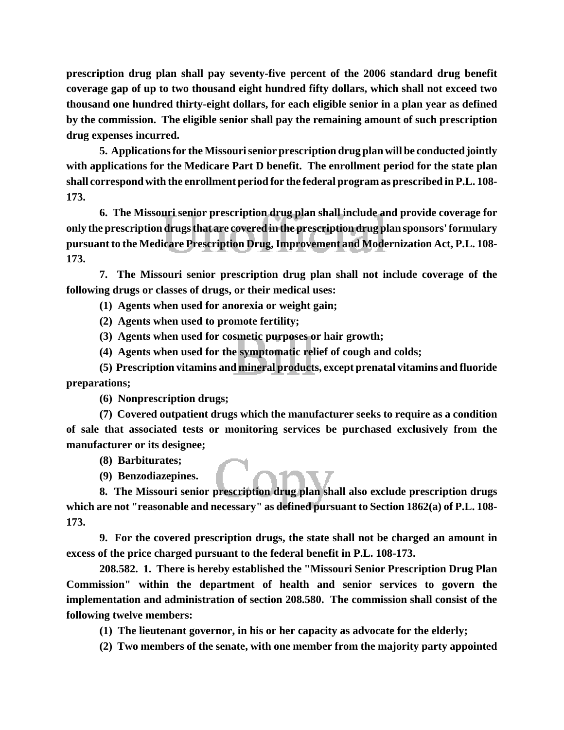**prescription drug plan shall pay seventy-five percent of the 2006 standard drug benefit coverage gap of up to two thousand eight hundred fifty dollars, which shall not exceed two thousand one hundred thirty-eight dollars, for each eligible senior in a plan year as defined by the commission. The eligible senior shall pay the remaining amount of such prescription drug expenses incurred.**

**5. Applications for the Missouri senior prescription drug plan will be conducted jointly with applications for the Medicare Part D benefit. The enrollment period for the state plan shall correspond with the enrollment period for the federal program as prescribed in P.L. 108-173.**

**6. The Missouri senior prescription drug plan shall include and provide coverage for only the prescription drugs that are covered in the prescription drug plan sponsors' formulary pursuant to the Medicare Prescription Drug, Improvement and Modernization Act, P.L. 108-173.**

**7. The Missouri senior prescription drug plan shall not include coverage of the following drugs or classes of drugs, or their medical uses:**

**(1) Agents when used for anorexia or weight gain;**

**(2) Agents when used to promote fertility;**

**(3) Agents when used for cosmetic purposes or hair growth;**

**(4) Agents when used for the symptomatic relief of cough and colds;**

**(5) Prescription vitamins and mineral products, except prenatal vitamins and fluoride preparations;**

**(6) Nonprescription drugs;**

**(7) Covered outpatient drugs which the manufacturer seeks to require as a condition of sale that associated tests or monitoring services be purchased exclusively from the manufacturer or its designee;**

**(8) Barbiturates;**

**(9) Benzodiazepines.**

**8. The Missouri senior prescription drug plan shall also exclude prescription drugs which are not "reasonable and necessary" as defined pursuant to Section 1862(a) of P.L. 108-173.**

**9. For the covered prescription drugs, the state shall not be charged an amount in excess of the price charged pursuant to the federal benefit in P.L. 108-173.**

**208.582. 1. There is hereby established the "Missouri Senior Prescription Drug Plan Commission" within the department of health and senior services to govern the implementation and administration of section 208.580. The commission shall consist of the following twelve members:**

**(1) The lieutenant governor, in his or her capacity as advocate for the elderly;**

**(2) Two members of the senate, with one member from the majority party appointed**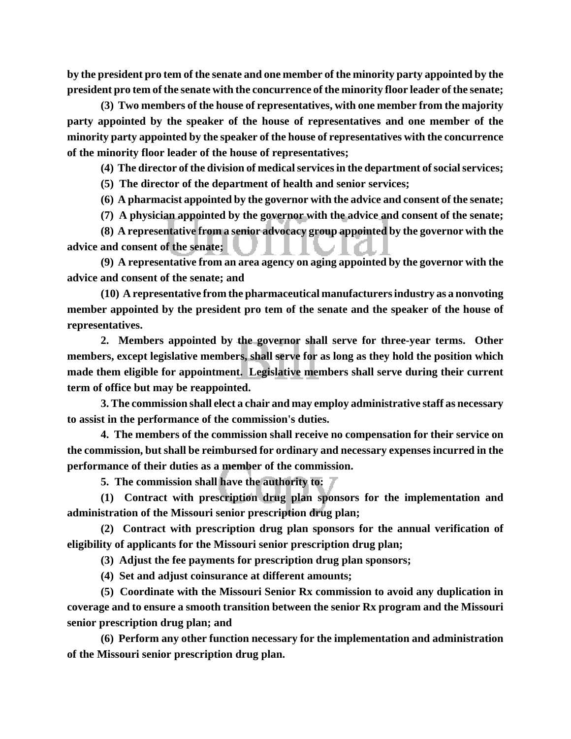**by the president pro tem of the senate and one member of the minority party appointed by the president pro tem of the senate with the concurrence of the minority floor leader of the senate;**

**(3) Two members of the house of representatives, with one member from the majority party appointed by the speaker of the house of representatives and one member of the minority party appointed by the speaker of the house of representatives with the concurrence of the minority floor leader of the house of representatives;**

**(4) The director of the division of medical services in the department of social services;**

**(5) The director of the department of health and senior services;**

**(6) A pharmacist appointed by the governor with the advice and consent of the senate;**

**(7) A physician appointed by the governor with the advice and consent of the senate;**

**(8) A representative from a senior advocacy group appointed by the governor with the advice and consent of the senate;**

**(9) A representative from an area agency on aging appointed by the governor with the advice and consent of the senate; and**

**(10) A representative from the pharmaceutical manufacturers industry as a nonvoting member appointed by the president pro tem of the senate and the speaker of the house of representatives.**

**2. Members appointed by the governor shall serve for three-year terms. Other members, except legislative members, shall serve for as long as they hold the position which made them eligible for appointment. Legislative members shall serve during their current term of office but may be reappointed.**

**3. The commission shall elect a chair and may employ administrative staff as necessary to assist in the performance of the commission's duties.**

**4. The members of the commission shall receive no compensation for their service on the commission, but shall be reimbursed for ordinary and necessary expenses incurred in the performance of their duties as a member of the commission.**

**5. The commission shall have the authority to:**

**(1) Contract with prescription drug plan sponsors for the implementation and administration of the Missouri senior prescription drug plan;**

**(2) Contract with prescription drug plan sponsors for the annual verification of eligibility of applicants for the Missouri senior prescription drug plan;**

**(3) Adjust the fee payments for prescription drug plan sponsors;**

**(4) Set and adjust coinsurance at different amounts;**

**(5) Coordinate with the Missouri Senior Rx commission to avoid any duplication in coverage and to ensure a smooth transition between the senior Rx program and the Missouri senior prescription drug plan; and**

**(6) Perform any other function necessary for the implementation and administration of the Missouri senior prescription drug plan.**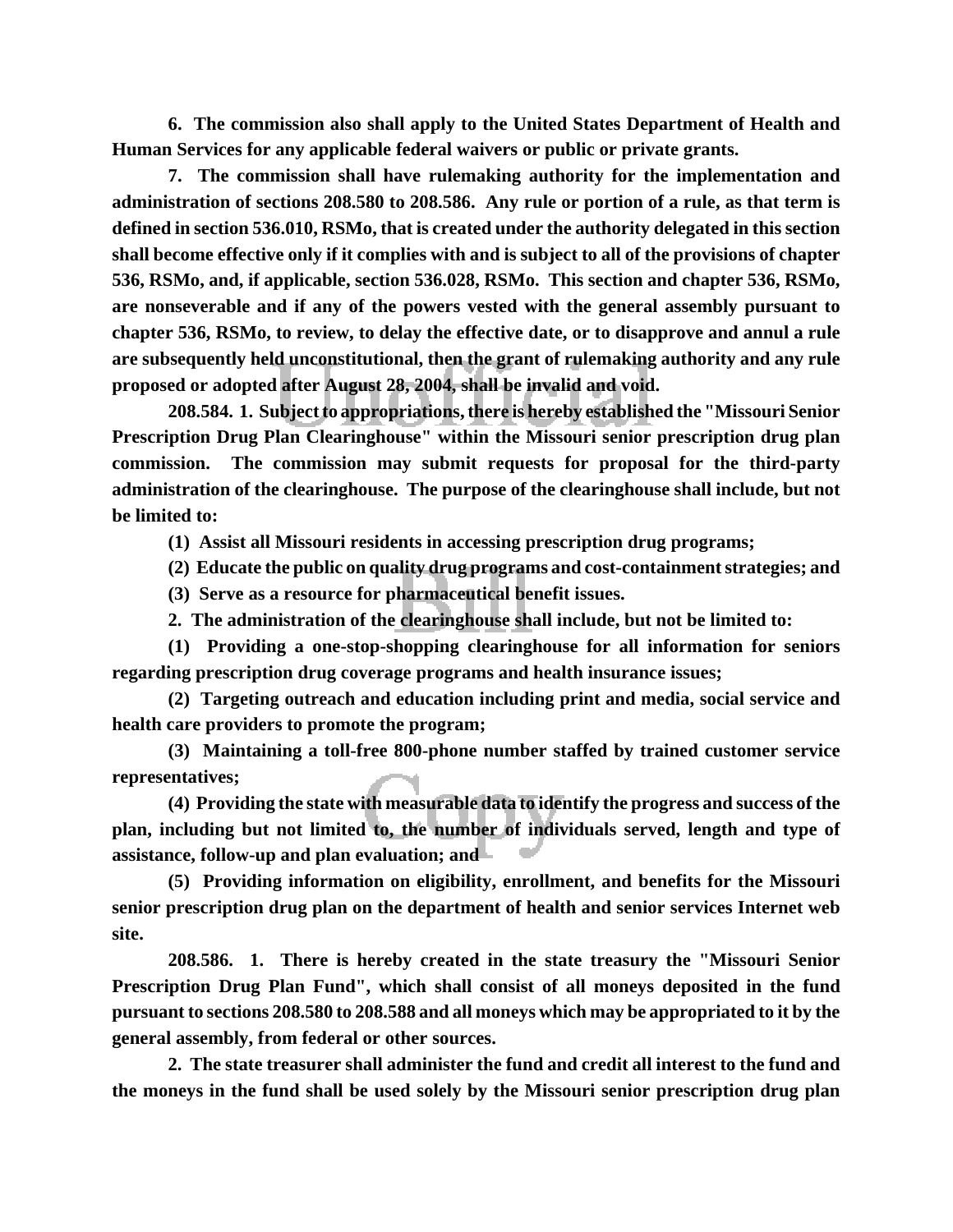**6. The commission also shall apply to the United States Department of Health and Human Services for any applicable federal waivers or public or private grants.**

**7. The commission shall have rulemaking authority for the implementation and administration of sections 208.580 to 208.586. Any rule or portion of a rule, as that term is defined in section 536.010, RSMo, that is created under the authority delegated in this section shall become effective only if it complies with and is subject to all of the provisions of chapter 536, RSMo, and, if applicable, section 536.028, RSMo. This section and chapter 536, RSMo, are nonseverable and if any of the powers vested with the general assembly pursuant to chapter 536, RSMo, to review, to delay the effective date, or to disapprove and annul a rule are subsequently held unconstitutional, then the grant of rulemaking authority and any rule proposed or adopted after August 28, 2004, shall be invalid and void.**

**208.584. 1. Subject to appropriations, there is hereby established the "Missouri Senior Prescription Drug Plan Clearinghouse" within the Missouri senior prescription drug plan commission. The commission may submit requests for proposal for the third-party administration of the clearinghouse. The purpose of the clearinghouse shall include, but not be limited to:**

**(1) Assist all Missouri residents in accessing prescription drug programs;**

**(2) Educate the public on quality drug programs and cost-containment strategies; and**

**(3) Serve as a resource for pharmaceutical benefit issues.**

**2. The administration of the clearinghouse shall include, but not be limited to:**

**(1) Providing a one-stop-shopping clearinghouse for all information for seniors regarding prescription drug coverage programs and health insurance issues;**

**(2) Targeting outreach and education including print and media, social service and health care providers to promote the program;**

**(3) Maintaining a toll-free 800-phone number staffed by trained customer service representatives;**

**(4) Providing the state with measurable data to identify the progress and success of the plan, including but not limited to, the number of individuals served, length and type of assistance, follow-up and plan evaluation; and**

**(5) Providing information on eligibility, enrollment, and benefits for the Missouri senior prescription drug plan on the department of health and senior services Internet web site.**

**208.586. 1. There is hereby created in the state treasury the "Missouri Senior Prescription Drug Plan Fund", which shall consist of all moneys deposited in the fund pursuant to sections 208.580 to 208.588 and all moneys which may be appropriated to it by the general assembly, from federal or other sources.**

**2. The state treasurer shall administer the fund and credit all interest to the fund and the moneys in the fund shall be used solely by the Missouri senior prescription drug plan**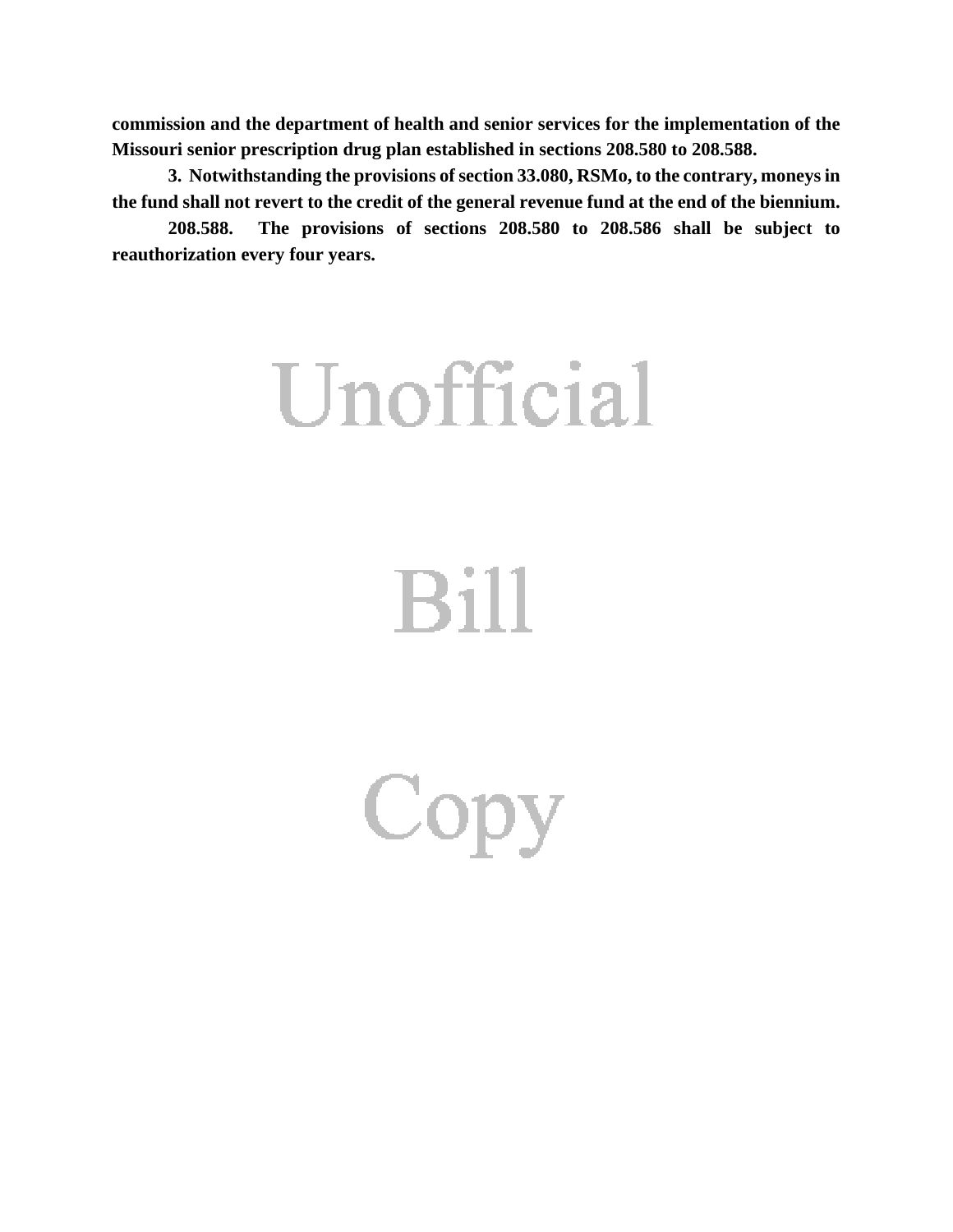**commission and the department of health and senior services for the implementation of the Missouri senior prescription drug plan established in sections 208.580 to 208.588.**

**3. Notwithstanding the provisions of section 33.080, RSMo, to the contrary, moneys in the fund shall not revert to the credit of the general revenue fund at the end of the biennium.**

**208.588. The provisions of sections 208.580 to 208.586 shall be subject to reauthorization every four years.**

Unofficial

Bill

Copy